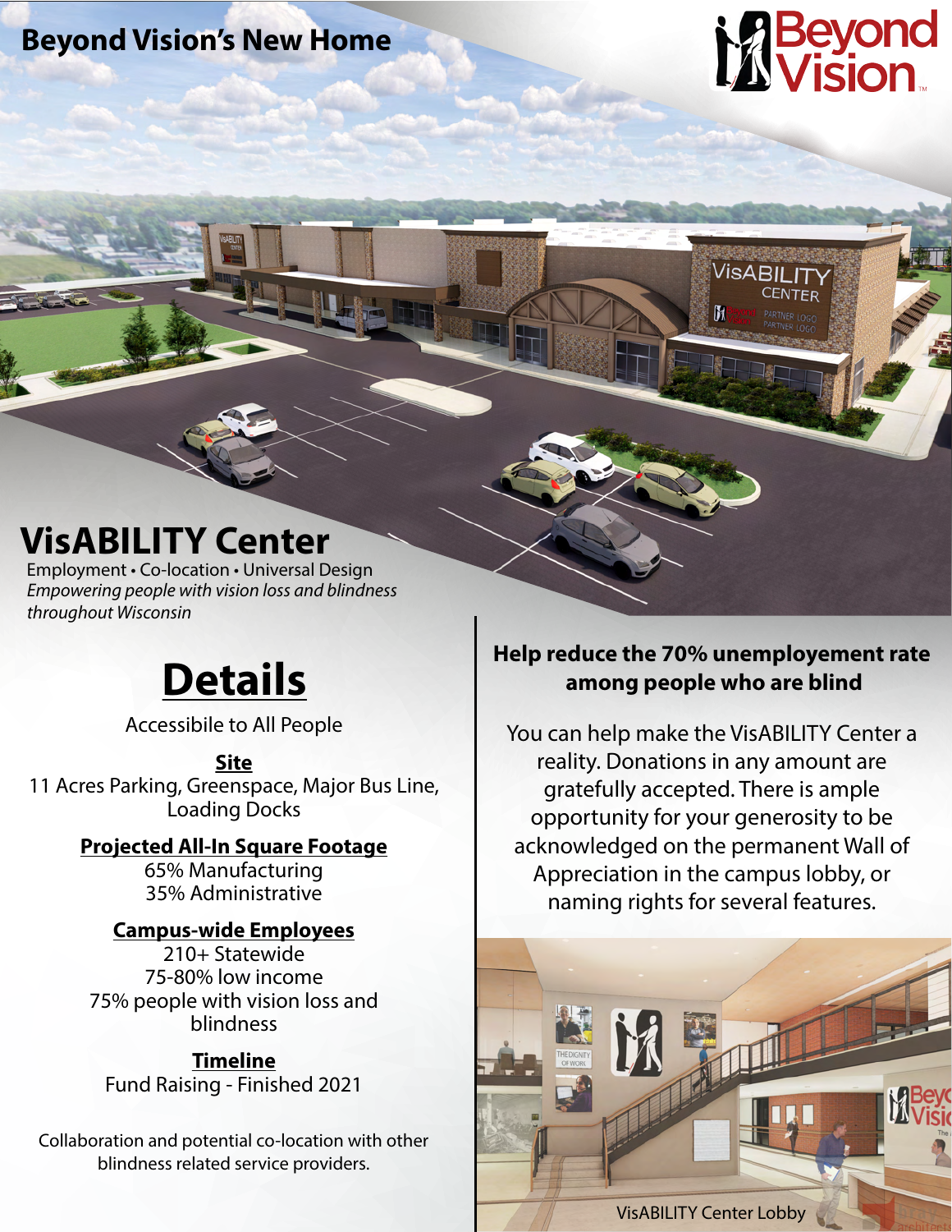## Beyond Vision's New Home

# VisABILITY Center

Employment • Co-location • Universal Design

*Empowering people with vision loss and blindness throughout Wisconsin*

# Details

Accessibile to All People

**Site**

11 Acres Parking, Greenspace, Major Bus Line, Loading Docks

**Projected All-In Square Footage**

65% Manufacturing
35% Administrative

**Campus-wide Employees**

210+ Statewide
75-80% low income
75% people with vision loss and blindness

**Timeline**

Fund Raising - Finished 2021

Collaboration and potential co-location with other blindness related service providers.

**Help reduce the 70% unemployement rate among people who are blind**

You can help make the VisABILITY Center a reality. Donations in any amount are gratefully accepted. There is ample opportunity for your generosity to be acknowledged on the permanent Wall of Appreciation in the campus lobby, or naming rights for several features.

VisABILITY Center Lobby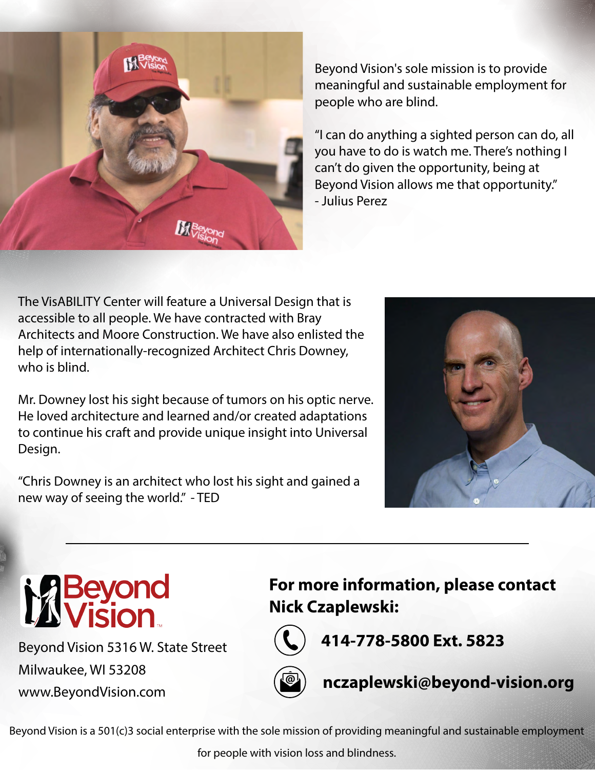Beyond Vision's sole mission is to provide meaningful and sustainable employment for people who are blind.

"I can do anything a sighted person can do, all you have to do is watch me. There's nothing I can't do given the opportunity, being at Beyond Vision allows me that opportunity."
- Julius Perez

The VisABILITY Center will feature a Universal Design that is accessible to all people. We have contracted with Bray Architects and Moore Construction. We have also enlisted the help of internationally-recognized Architect Chris Downey, who is blind.

Mr. Downey lost his sight because of tumors on his optic nerve. He loved architecture and learned and/or created adaptations to continue his craft and provide unique insight into Universal Design.

"Chris Downey is an architect who lost his sight and gained a new way of seeing the world." - TED

---

Beyond Vision™

Beyond Vision 5316 W. State Street
Milwaukee, WI 53208
www.BeyondVision.com

**For more information, please contact Nick Czaplewski:**

**414-778-5800 Ext. 5823**

**nczaplewski@beyond-vision.org**

Beyond Vision is a 501(c)3 social enterprise with the sole mission of providing meaningful and sustainable employment for people with vision loss and blindness.